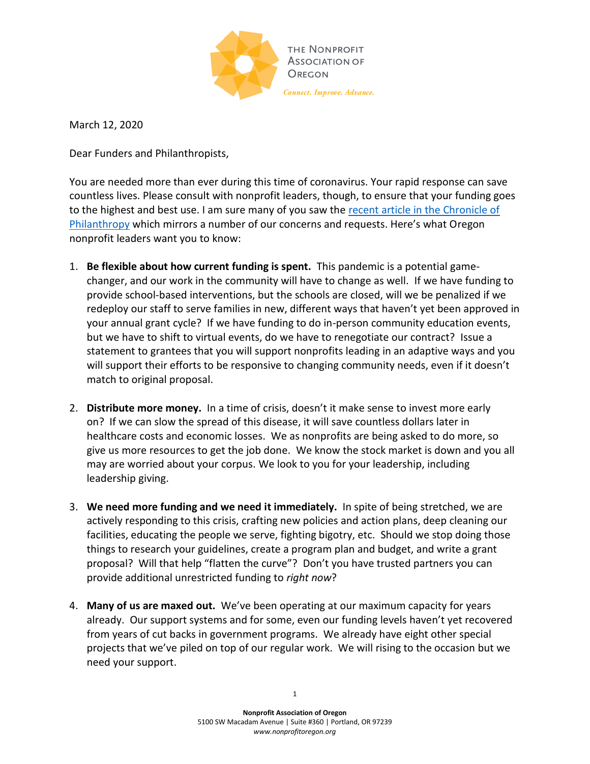THE NONPROFIT ASSOCIATION OF OREGON

*Connect. Improve. Advance.*

March 12, 2020

Dear Funders and Philanthropists,

You are needed more than ever during this time of coronavirus. Your rapid response can save countless lives. Please consult with nonprofit leaders, though, to ensure that your funding goes to the highest and best use. I am sure many of you saw the [recent article in the Chronicle of Philanthropy]() which mirrors a number of our concerns and requests. Here's what Oregon nonprofit leaders want you to know:

1. **Be flexible about how current funding is spent.** This pandemic is a potential game-changer, and our work in the community will have to change as well. If we have funding to provide school-based interventions, but the schools are closed, will we be penalized if we redeploy our staff to serve families in new, different ways that haven't yet been approved in your annual grant cycle? If we have funding to do in-person community education events, but we have to shift to virtual events, do we have to renegotiate our contract? Issue a statement to grantees that you will support nonprofits leading in an adaptive ways and you will support their efforts to be responsive to changing community needs, even if it doesn't match to original proposal.

2. **Distribute more money.** In a time of crisis, doesn't it make sense to invest more early on? If we can slow the spread of this disease, it will save countless dollars later in healthcare costs and economic losses. We as nonprofits are being asked to do more, so give us more resources to get the job done. We know the stock market is down and you all may are worried about your corpus. We look to you for your leadership, including leadership giving.

3. **We need more funding and we need it immediately.** In spite of being stretched, we are actively responding to this crisis, crafting new policies and action plans, deep cleaning our facilities, educating the people we serve, fighting bigotry, etc. Should we stop doing those things to research your guidelines, create a program plan and budget, and write a grant proposal? Will that help "flatten the curve"? Don't you have trusted partners you can provide additional unrestricted funding to *right now*?

4. **Many of us are maxed out.** We've been operating at our maximum capacity for years already. Our support systems and for some, even our funding levels haven't yet recovered from years of cut backs in government programs. We already have eight other special projects that we've piled on top of our regular work. We will rising to the occasion but we need your support.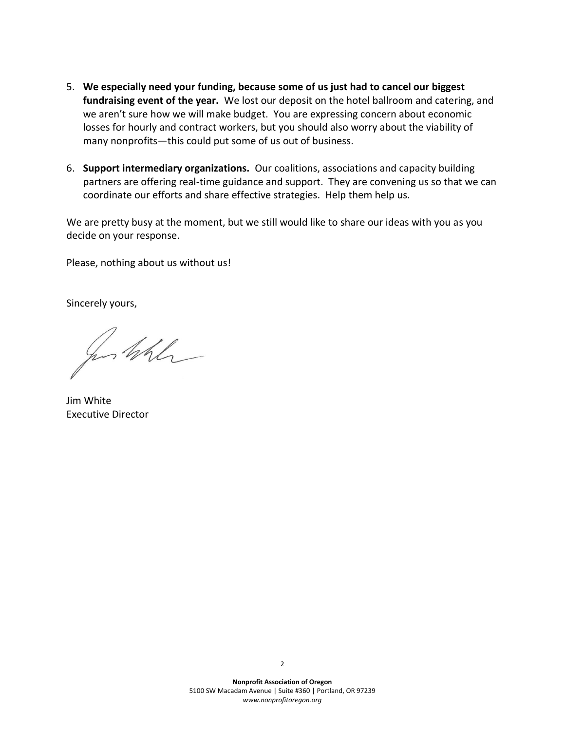5. **We especially need your funding, because some of us just had to cancel our biggest fundraising event of the year.** We lost our deposit on the hotel ballroom and catering, and we aren't sure how we will make budget. You are expressing concern about economic losses for hourly and contract workers, but you should also worry about the viability of many nonprofits—this could put some of us out of business.

6. **Support intermediary organizations.** Our coalitions, associations and capacity building partners are offering real-time guidance and support. They are convening us so that we can coordinate our efforts and share effective strategies. Help them help us.

We are pretty busy at the moment, but we still would like to share our ideas with you as you decide on your response.

Please, nothing about us without us!

Sincerely yours,

Jim White
Executive Director

**Nonprofit Association of Oregon**
5100 SW Macadam Avenue | Suite #360 | Portland, OR 97239
*www.nonprofitoregon.org*